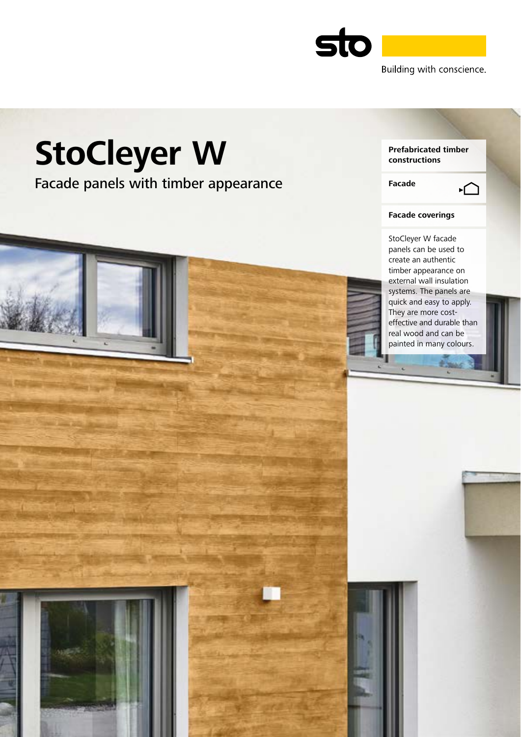Building with conscience.

# StoCleyer W

## Facade panels with timber appearance

**Prefabricated timber constructions**

**Facade**

**Facade coverings**

StoCleyer W facade panels can be used to create an authentic timber appearance on external wall insulation systems. The panels are quick and easy to apply. They are more cost-effective and durable than real wood and can be painted in many colours.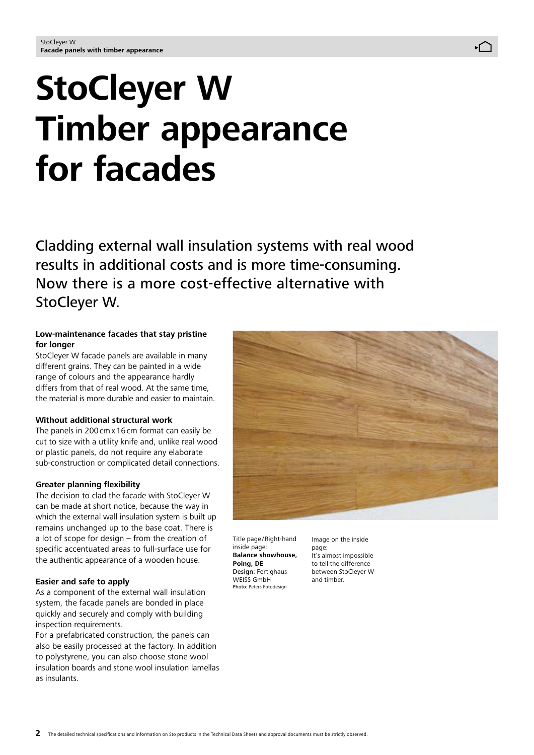# StoCleyer W Timber appearance for facades

Cladding external wall insulation systems with real wood results in additional costs and is more time-consuming. Now there is a more cost-effective alternative with StoCleyer W.

**Low-maintenance facades that stay pristine for longer**

StoCleyer W facade panels are available in many different grains. They can be painted in a wide range of colours and the appearance hardly differs from that of real wood. At the same time, the material is more durable and easier to maintain.

**Without additional structural work**

The panels in 200 cm x 16 cm format can easily be cut to size with a utility knife and, unlike real wood or plastic panels, do not require any elaborate sub-construction or complicated detail connections.

**Greater planning flexibility**

The decision to clad the facade with StoCleyer W can be made at short notice, because the way in which the external wall insulation system is built up remains unchanged up to the base coat. There is a lot of scope for design – from the creation of specific accentuated areas to full-surface use for the authentic appearance of a wooden house.

**Easier and safe to apply**

As a component of the external wall insulation system, the facade panels are bonded in place quickly and securely and comply with building inspection requirements.
For a prefabricated construction, the panels can also be easily processed at the factory. In addition to polystyrene, you can also choose stone wool insulation boards and stone wool insulation lamellas as insulants.

Title page/Right-hand inside page:
**Balance showhouse, Poing, DE**
Design: Fertighaus WEISS GmbH
Photo: Peters Fotodesign

Image on the inside page:
It's almost impossible to tell the difference between StoCleyer W and timber.

The detailed technical specifications and information on Sto products in the Technical Data Sheets and approval documents must be strictly observed.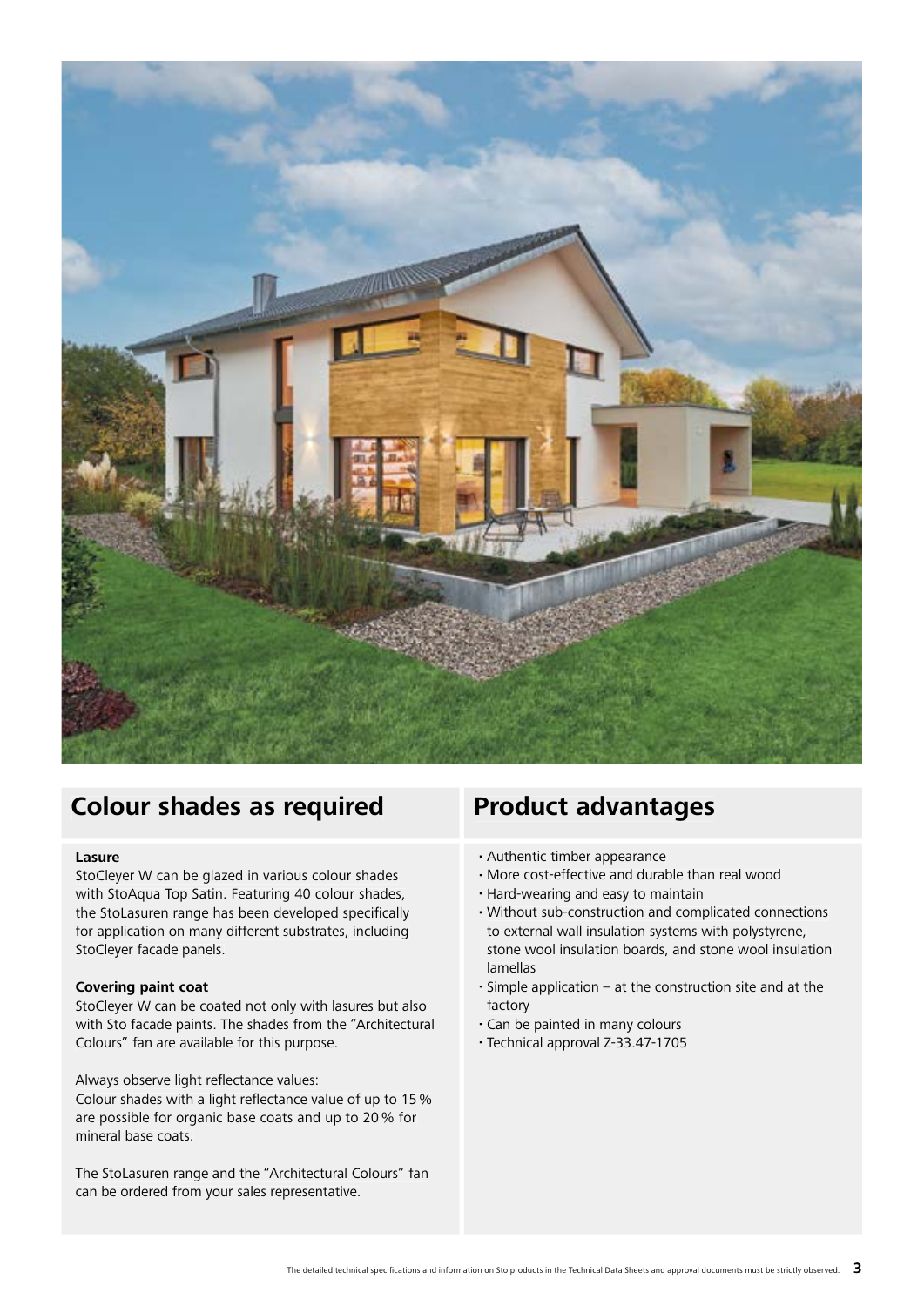## Colour shades as required

**Lasure**

StoCleyer W can be glazed in various colour shades with StoAqua Top Satin. Featuring 40 colour shades, the StoLasuren range has been developed specifically for application on many different substrates, including StoCleyer facade panels.

**Covering paint coat**

StoCleyer W can be coated not only with lasures but also with Sto facade paints. The shades from the "Architectural Colours" fan are available for this purpose.

Always observe light reflectance values:
Colour shades with a light reflectance value of up to 15 % are possible for organic base coats and up to 20 % for mineral base coats.

The StoLasuren range and the "Architectural Colours" fan can be ordered from your sales representative.

## Product advantages

- Authentic timber appearance
- More cost-effective and durable than real wood
- Hard-wearing and easy to maintain
- Without sub-construction and complicated connections to external wall insulation systems with polystyrene, stone wool insulation boards, and stone wool insulation lamellas
- Simple application – at the construction site and at the factory
- Can be painted in many colours
- Technical approval Z-33.47-1705

The detailed technical specifications and information on Sto products in the Technical Data Sheets and approval documents must be strictly observed.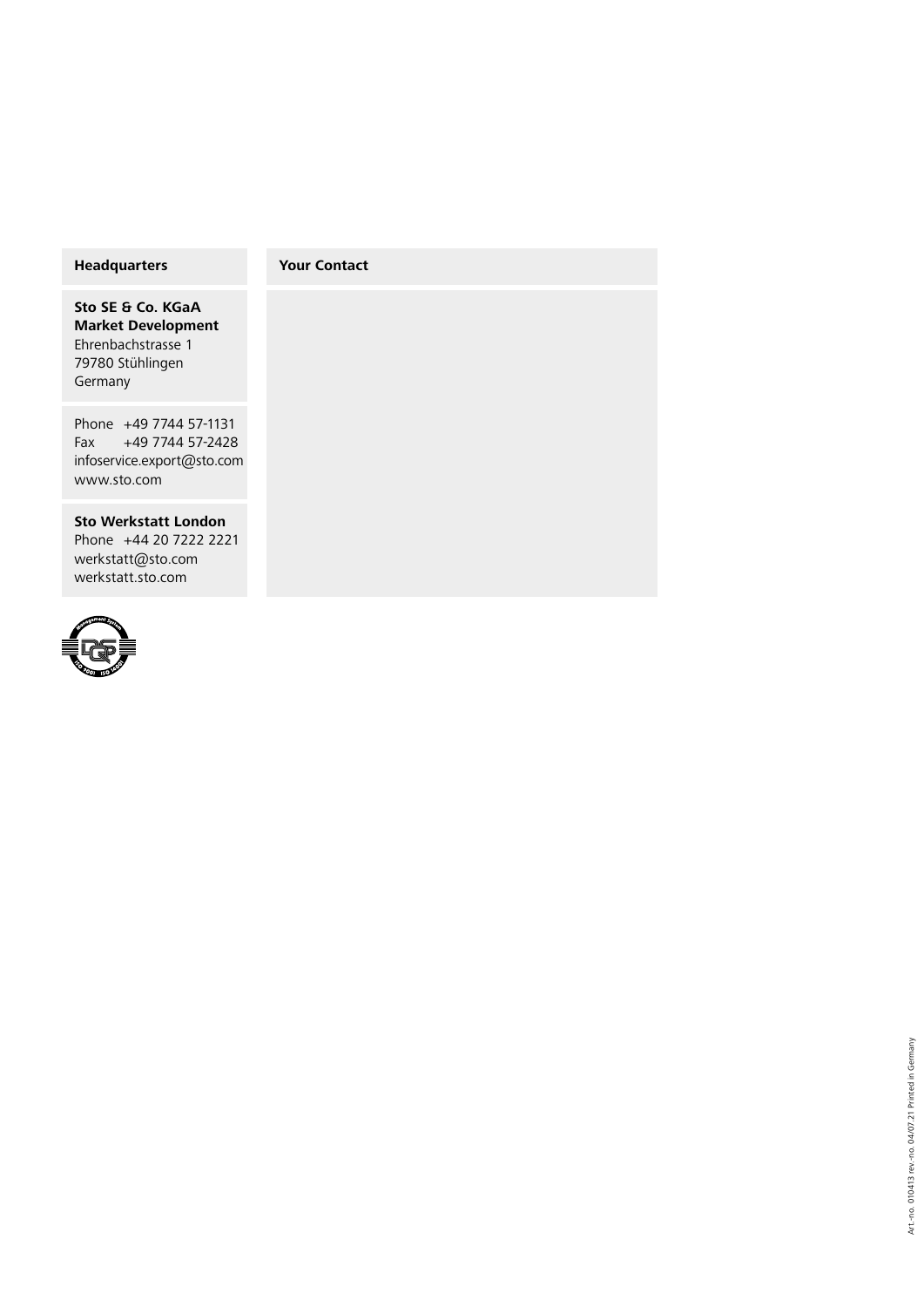**Headquarters**

**Sto SE & Co. KGaA**
**Market Development**
Ehrenbachstrasse 1
79780 Stühlingen
Germany

Phone +49 7744 57-1131
Fax +49 7744 57-2428
infoservice.export@sto.com
www.sto.com

**Sto Werkstatt London**
Phone +44 20 7222 2221
werkstatt@sto.com
werkstatt.sto.com

**Your Contact**

Art.-no. 010413 rev.-no. 04/07.21 Printed in Germany